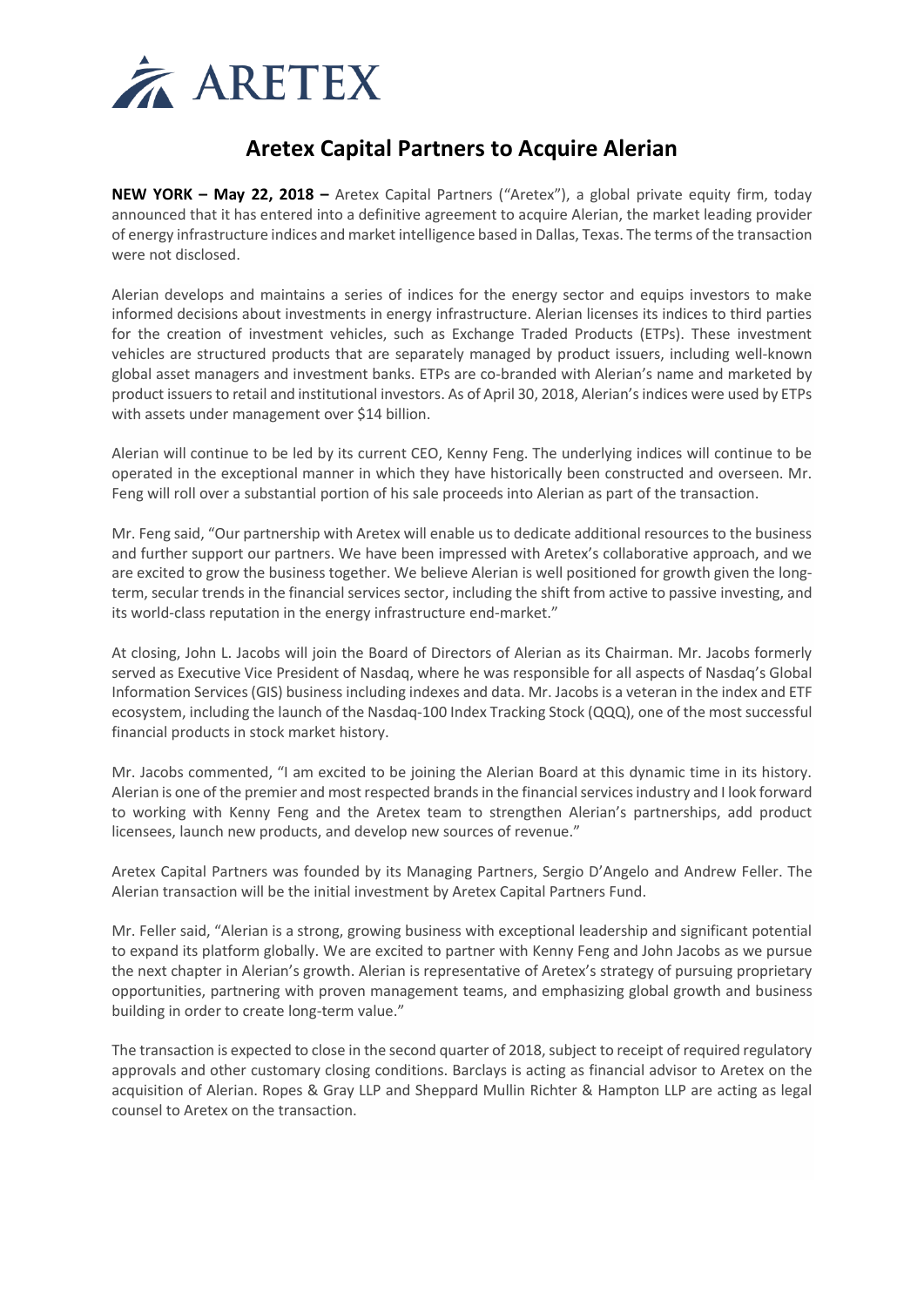ARETEX

# Aretex Capital Partners to Acquire Alerian

**NEW YORK – May 22, 2018 –** Aretex Capital Partners ("Aretex"), a global private equity firm, today announced that it has entered into a definitive agreement to acquire Alerian, the market leading provider of energy infrastructure indices and market intelligence based in Dallas, Texas. The terms of the transaction were not disclosed.

Alerian develops and maintains a series of indices for the energy sector and equips investors to make informed decisions about investments in energy infrastructure. Alerian licenses its indices to third parties for the creation of investment vehicles, such as Exchange Traded Products (ETPs). These investment vehicles are structured products that are separately managed by product issuers, including well-known global asset managers and investment banks. ETPs are co-branded with Alerian's name and marketed by product issuers to retail and institutional investors. As of April 30, 2018, Alerian's indices were used by ETPs with assets under management over $14 billion.

Alerian will continue to be led by its current CEO, Kenny Feng. The underlying indices will continue to be operated in the exceptional manner in which they have historically been constructed and overseen. Mr. Feng will roll over a substantial portion of his sale proceeds into Alerian as part of the transaction.

Mr. Feng said, "Our partnership with Aretex will enable us to dedicate additional resources to the business and further support our partners. We have been impressed with Aretex's collaborative approach, and we are excited to grow the business together. We believe Alerian is well positioned for growth given the long-term, secular trends in the financial services sector, including the shift from active to passive investing, and its world-class reputation in the energy infrastructure end-market."

At closing, John L. Jacobs will join the Board of Directors of Alerian as its Chairman. Mr. Jacobs formerly served as Executive Vice President of Nasdaq, where he was responsible for all aspects of Nasdaq's Global Information Services (GIS) business including indexes and data. Mr. Jacobs is a veteran in the index and ETF ecosystem, including the launch of the Nasdaq-100 Index Tracking Stock (QQQ), one of the most successful financial products in stock market history.

Mr. Jacobs commented, "I am excited to be joining the Alerian Board at this dynamic time in its history. Alerian is one of the premier and most respected brands in the financial services industry and I look forward to working with Kenny Feng and the Aretex team to strengthen Alerian's partnerships, add product licensees, launch new products, and develop new sources of revenue."

Aretex Capital Partners was founded by its Managing Partners, Sergio D'Angelo and Andrew Feller. The Alerian transaction will be the initial investment by Aretex Capital Partners Fund.

Mr. Feller said, "Alerian is a strong, growing business with exceptional leadership and significant potential to expand its platform globally. We are excited to partner with Kenny Feng and John Jacobs as we pursue the next chapter in Alerian's growth. Alerian is representative of Aretex's strategy of pursuing proprietary opportunities, partnering with proven management teams, and emphasizing global growth and business building in order to create long-term value."

The transaction is expected to close in the second quarter of 2018, subject to receipt of required regulatory approvals and other customary closing conditions. Barclays is acting as financial advisor to Aretex on the acquisition of Alerian. Ropes & Gray LLP and Sheppard Mullin Richter & Hampton LLP are acting as legal counsel to Aretex on the transaction.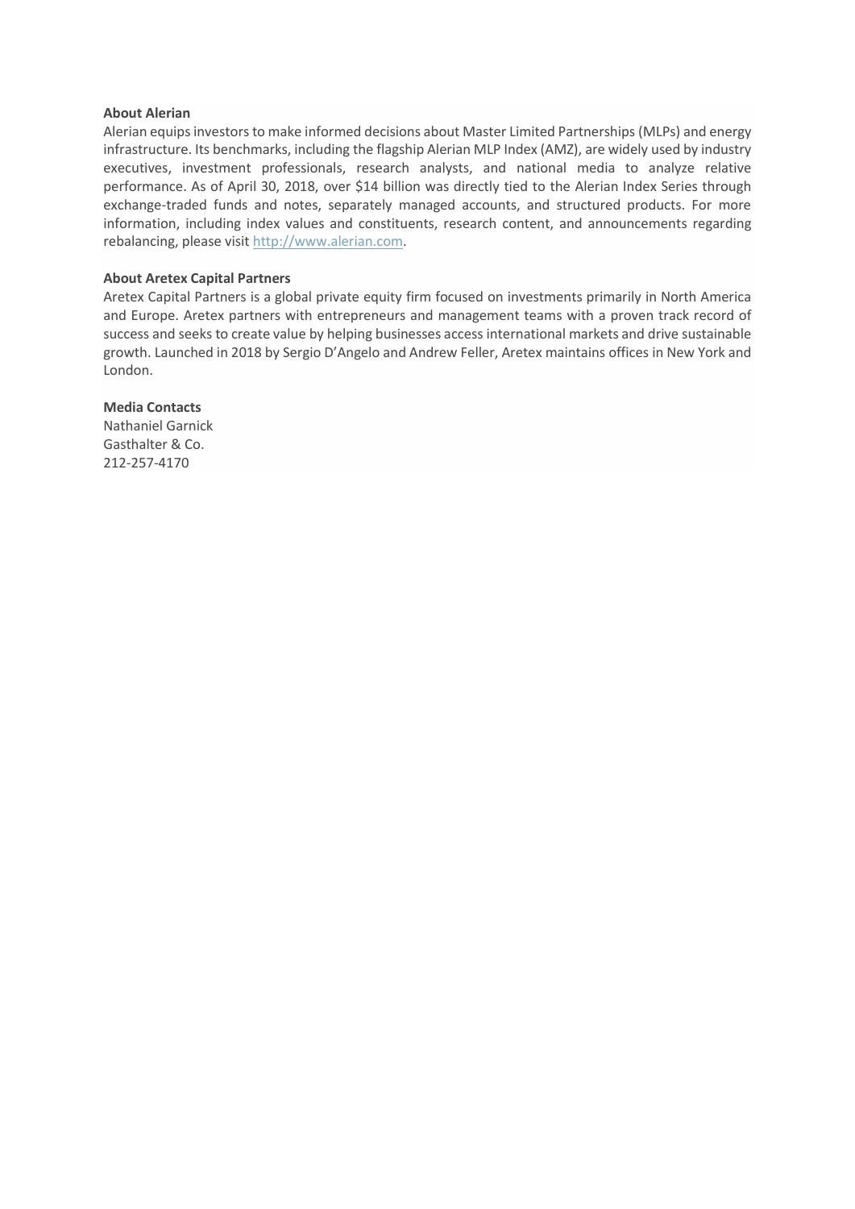**About Alerian**

Alerian equips investors to make informed decisions about Master Limited Partnerships (MLPs) and energy infrastructure. Its benchmarks, including the flagship Alerian MLP Index (AMZ), are widely used by industry executives, investment professionals, research analysts, and national media to analyze relative performance. As of April 30, 2018, over $14 billion was directly tied to the Alerian Index Series through exchange-traded funds and notes, separately managed accounts, and structured products. For more information, including index values and constituents, research content, and announcements regarding rebalancing, please visit [http://www.alerian.com](http://www.alerian.com).

**About Aretex Capital Partners**

Aretex Capital Partners is a global private equity firm focused on investments primarily in North America and Europe. Aretex partners with entrepreneurs and management teams with a proven track record of success and seeks to create value by helping businesses access international markets and drive sustainable growth. Launched in 2018 by Sergio D'Angelo and Andrew Feller, Aretex maintains offices in New York and London.

**Media Contacts**

Nathaniel Garnick
Gasthalter & Co.
212-257-4170